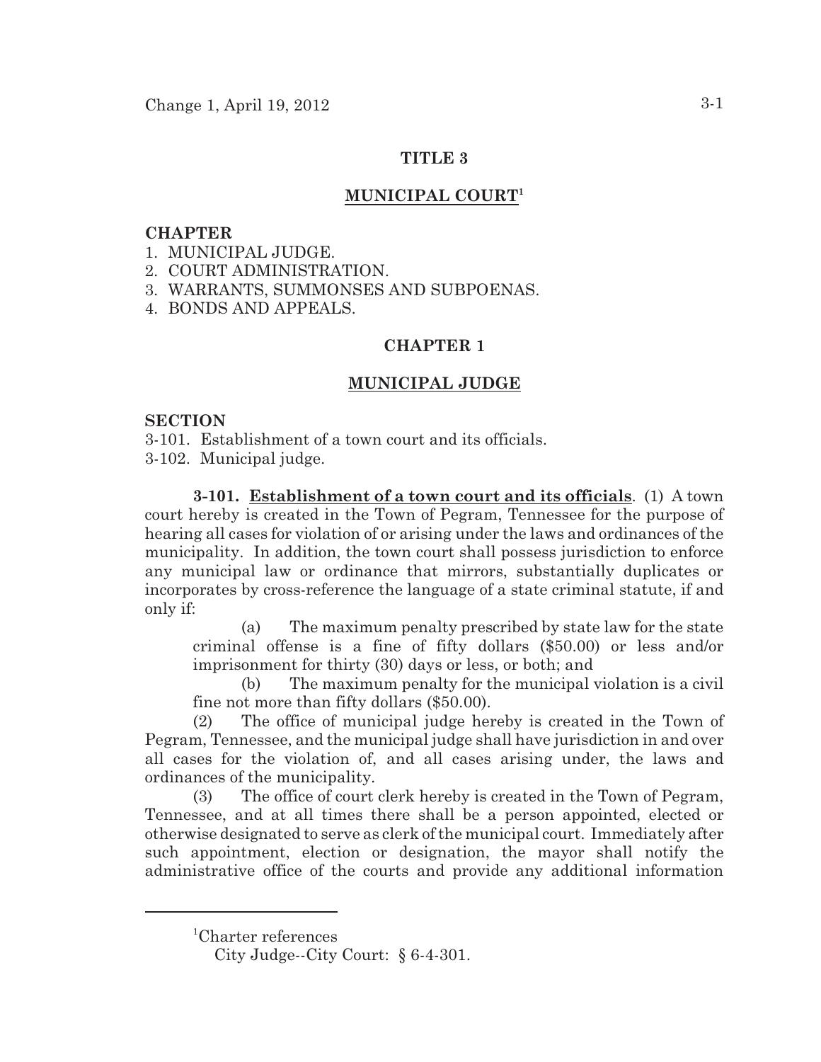# TITLE 3

## MUNICIPAL COURT[1]

**CHAPTER**

1. MUNICIPAL JUDGE.
2. COURT ADMINISTRATION.
3. WARRANTS, SUMMONSES AND SUBPOENAS.
4. BONDS AND APPEALS.

## CHAPTER 1

## MUNICIPAL JUDGE

**SECTION**

3-101. Establishment of a town court and its officials.
3-102. Municipal judge.

**3-101. Establishment of a town court and its officials**. (1) A town court hereby is created in the Town of Pegram, Tennessee for the purpose of hearing all cases for violation of or arising under the laws and ordinances of the municipality. In addition, the town court shall possess jurisdiction to enforce any municipal law or ordinance that mirrors, substantially duplicates or incorporates by cross-reference the language of a state criminal statute, if and only if:

(a) The maximum penalty prescribed by state law for the state criminal offense is a fine of fifty dollars ($50.00) or less and/or imprisonment for thirty (30) days or less, or both; and

(b) The maximum penalty for the municipal violation is a civil fine not more than fifty dollars ($50.00).

(2) The office of municipal judge hereby is created in the Town of Pegram, Tennessee, and the municipal judge shall have jurisdiction in and over all cases for the violation of, and all cases arising under, the laws and ordinances of the municipality.

(3) The office of court clerk hereby is created in the Town of Pegram, Tennessee, and at all times there shall be a person appointed, elected or otherwise designated to serve as clerk of the municipal court. Immediately after such appointment, election or designation, the mayor shall notify the administrative office of the courts and provide any additional information

---

[1]Charter references
City Judge--City Court: § 6-4-301.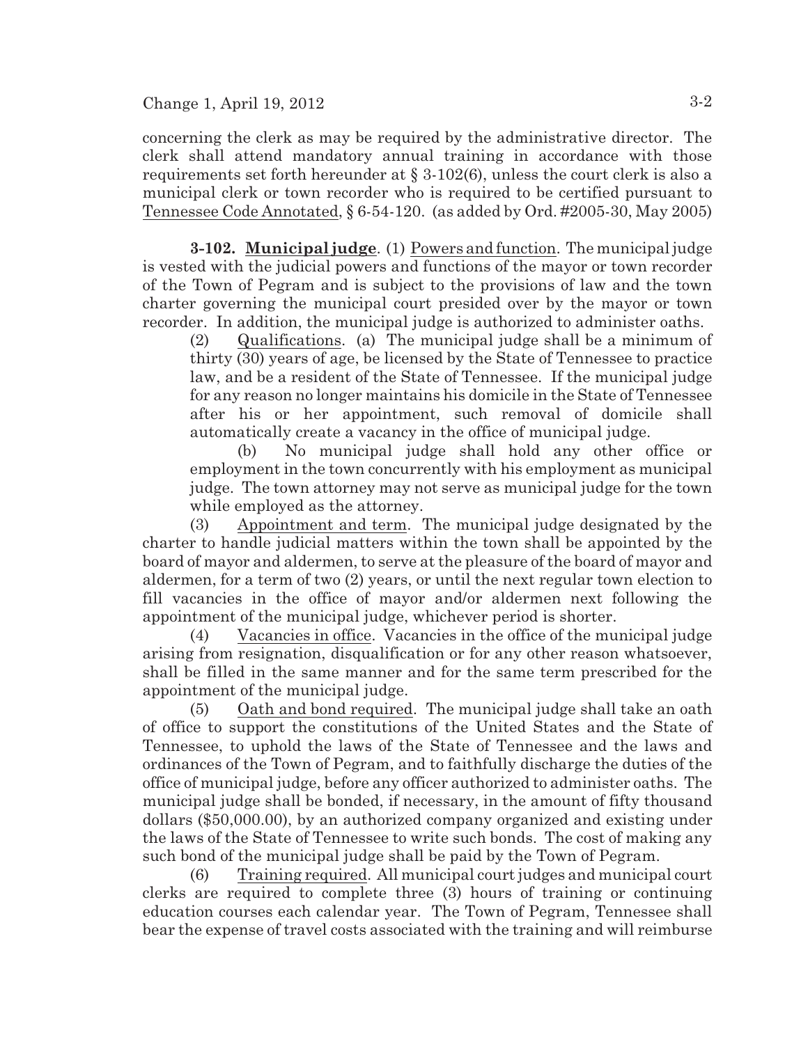concerning the clerk as may be required by the administrative director. The clerk shall attend mandatory annual training in accordance with those requirements set forth hereunder at § 3-102(6), unless the court clerk is also a municipal clerk or town recorder who is required to be certified pursuant to Tennessee Code Annotated, § 6-54-120. (as added by Ord. #2005-30, May 2005)

**3-102. Municipal judge**. (1) Powers and function. The municipal judge is vested with the judicial powers and functions of the mayor or town recorder of the Town of Pegram and is subject to the provisions of law and the town charter governing the municipal court presided over by the mayor or town recorder. In addition, the municipal judge is authorized to administer oaths.

(2) Qualifications. (a) The municipal judge shall be a minimum of thirty (30) years of age, be licensed by the State of Tennessee to practice law, and be a resident of the State of Tennessee. If the municipal judge for any reason no longer maintains his domicile in the State of Tennessee after his or her appointment, such removal of domicile shall automatically create a vacancy in the office of municipal judge.

(b) No municipal judge shall hold any other office or employment in the town concurrently with his employment as municipal judge. The town attorney may not serve as municipal judge for the town while employed as the attorney.

(3) Appointment and term. The municipal judge designated by the charter to handle judicial matters within the town shall be appointed by the board of mayor and aldermen, to serve at the pleasure of the board of mayor and aldermen, for a term of two (2) years, or until the next regular town election to fill vacancies in the office of mayor and/or aldermen next following the appointment of the municipal judge, whichever period is shorter.

(4) Vacancies in office. Vacancies in the office of the municipal judge arising from resignation, disqualification or for any other reason whatsoever, shall be filled in the same manner and for the same term prescribed for the appointment of the municipal judge.

(5) Oath and bond required. The municipal judge shall take an oath of office to support the constitutions of the United States and the State of Tennessee, to uphold the laws of the State of Tennessee and the laws and ordinances of the Town of Pegram, and to faithfully discharge the duties of the office of municipal judge, before any officer authorized to administer oaths. The municipal judge shall be bonded, if necessary, in the amount of fifty thousand dollars ($50,000.00), by an authorized company organized and existing under the laws of the State of Tennessee to write such bonds. The cost of making any such bond of the municipal judge shall be paid by the Town of Pegram.

(6) Training required. All municipal court judges and municipal court clerks are required to complete three (3) hours of training or continuing education courses each calendar year. The Town of Pegram, Tennessee shall bear the expense of travel costs associated with the training and will reimburse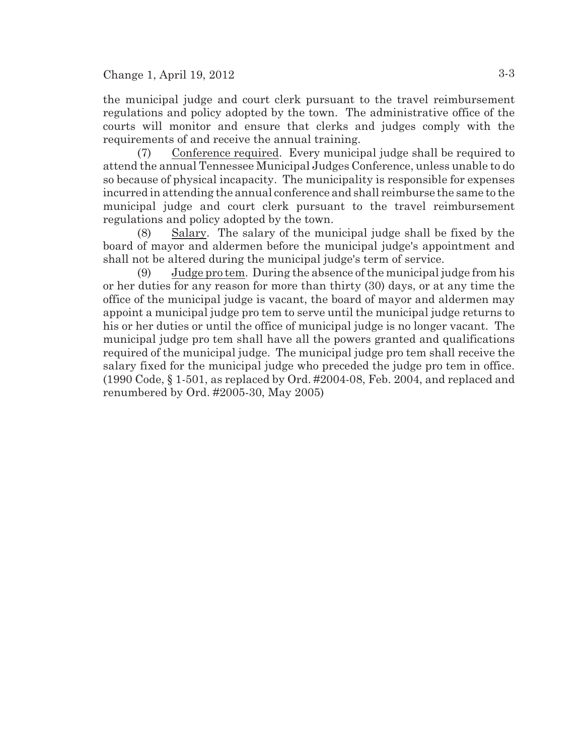the municipal judge and court clerk pursuant to the travel reimbursement regulations and policy adopted by the town. The administrative office of the courts will monitor and ensure that clerks and judges comply with the requirements of and receive the annual training.

(7) Conference required. Every municipal judge shall be required to attend the annual Tennessee Municipal Judges Conference, unless unable to do so because of physical incapacity. The municipality is responsible for expenses incurred in attending the annual conference and shall reimburse the same to the municipal judge and court clerk pursuant to the travel reimbursement regulations and policy adopted by the town.

(8) Salary. The salary of the municipal judge shall be fixed by the board of mayor and aldermen before the municipal judge's appointment and shall not be altered during the municipal judge's term of service.

(9) Judge pro tem. During the absence of the municipal judge from his or her duties for any reason for more than thirty (30) days, or at any time the office of the municipal judge is vacant, the board of mayor and aldermen may appoint a municipal judge pro tem to serve until the municipal judge returns to his or her duties or until the office of municipal judge is no longer vacant. The municipal judge pro tem shall have all the powers granted and qualifications required of the municipal judge. The municipal judge pro tem shall receive the salary fixed for the municipal judge who preceded the judge pro tem in office. (1990 Code, § 1-501, as replaced by Ord. #2004-08, Feb. 2004, and replaced and renumbered by Ord. #2005-30, May 2005)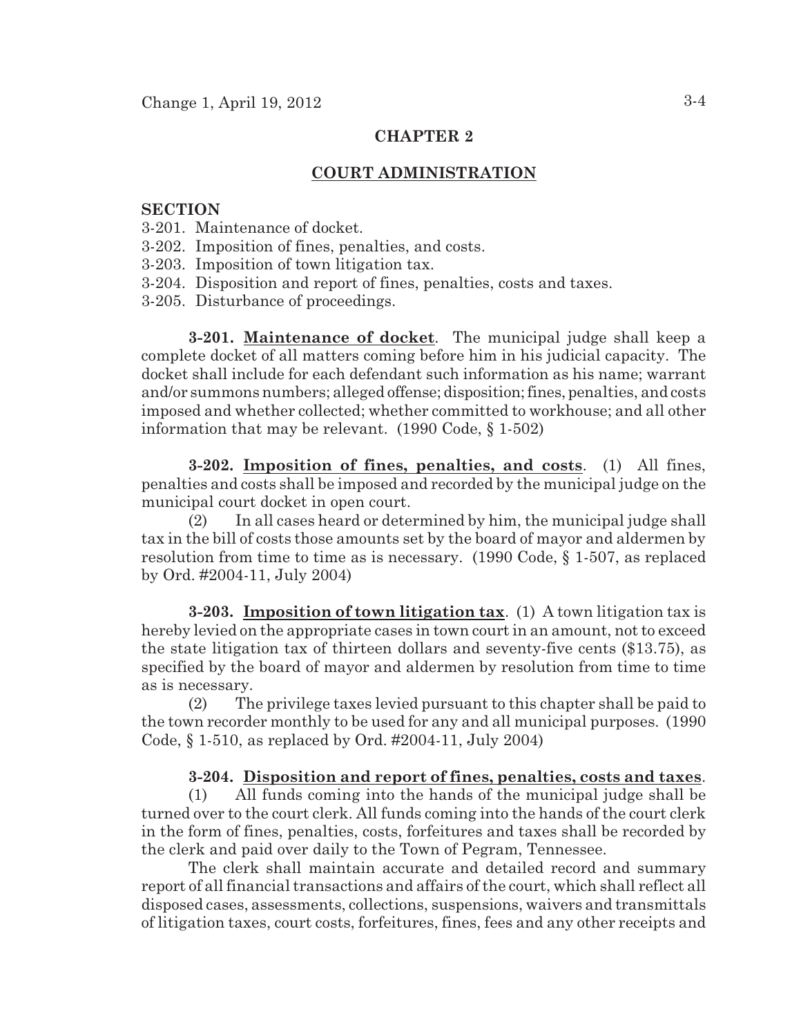## CHAPTER 2

## COURT ADMINISTRATION

**SECTION**

3-201. Maintenance of docket.
3-202. Imposition of fines, penalties, and costs.
3-203. Imposition of town litigation tax.
3-204. Disposition and report of fines, penalties, costs and taxes.
3-205. Disturbance of proceedings.

**3-201. Maintenance of docket**. The municipal judge shall keep a complete docket of all matters coming before him in his judicial capacity. The docket shall include for each defendant such information as his name; warrant and/or summons numbers; alleged offense; disposition; fines, penalties, and costs imposed and whether collected; whether committed to workhouse; and all other information that may be relevant. (1990 Code, § 1-502)

**3-202. Imposition of fines, penalties, and costs**. (1) All fines, penalties and costs shall be imposed and recorded by the municipal judge on the municipal court docket in open court.

(2) In all cases heard or determined by him, the municipal judge shall tax in the bill of costs those amounts set by the board of mayor and aldermen by resolution from time to time as is necessary. (1990 Code, § 1-507, as replaced by Ord. #2004-11, July 2004)

**3-203. Imposition of town litigation tax**. (1) A town litigation tax is hereby levied on the appropriate cases in town court in an amount, not to exceed the state litigation tax of thirteen dollars and seventy-five cents ($13.75), as specified by the board of mayor and aldermen by resolution from time to time as is necessary.

(2) The privilege taxes levied pursuant to this chapter shall be paid to the town recorder monthly to be used for any and all municipal purposes. (1990 Code, § 1-510, as replaced by Ord. #2004-11, July 2004)

**3-204. Disposition and report of fines, penalties, costs and taxes**.

(1) All funds coming into the hands of the municipal judge shall be turned over to the court clerk. All funds coming into the hands of the court clerk in the form of fines, penalties, costs, forfeitures and taxes shall be recorded by the clerk and paid over daily to the Town of Pegram, Tennessee.

The clerk shall maintain accurate and detailed record and summary report of all financial transactions and affairs of the court, which shall reflect all disposed cases, assessments, collections, suspensions, waivers and transmittals of litigation taxes, court costs, forfeitures, fines, fees and any other receipts and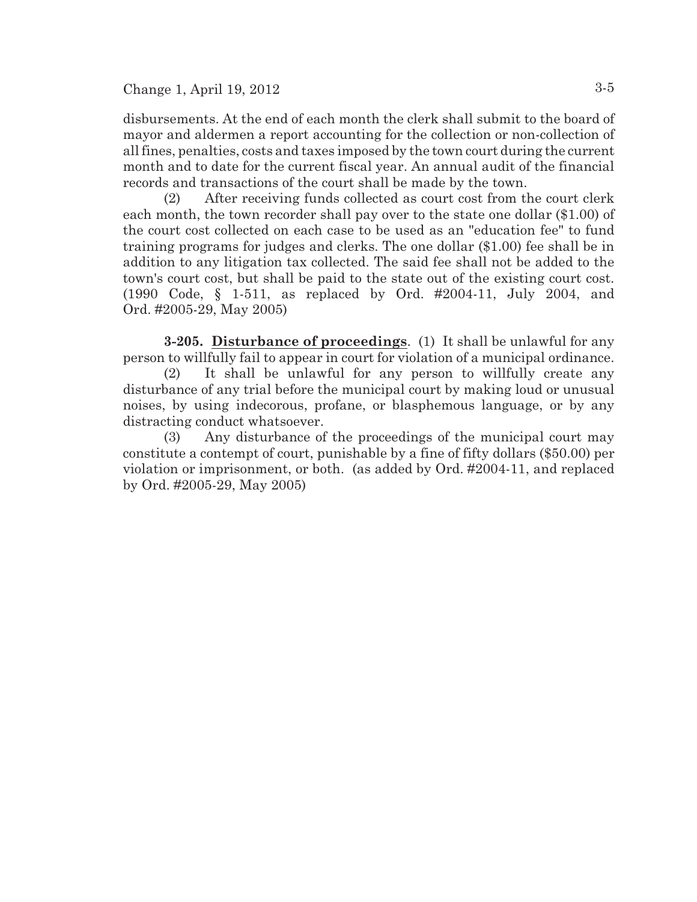disbursements. At the end of each month the clerk shall submit to the board of mayor and aldermen a report accounting for the collection or non-collection of all fines, penalties, costs and taxes imposed by the town court during the current month and to date for the current fiscal year. An annual audit of the financial records and transactions of the court shall be made by the town.

(2) After receiving funds collected as court cost from the court clerk each month, the town recorder shall pay over to the state one dollar ($1.00) of the court cost collected on each case to be used as an "education fee" to fund training programs for judges and clerks. The one dollar ($1.00) fee shall be in addition to any litigation tax collected. The said fee shall not be added to the town's court cost, but shall be paid to the state out of the existing court cost. (1990 Code, § 1-511, as replaced by Ord. #2004-11, July 2004, and Ord. #2005-29, May 2005)

**3-205. Disturbance of proceedings**. (1) It shall be unlawful for any person to willfully fail to appear in court for violation of a municipal ordinance.

(2) It shall be unlawful for any person to willfully create any disturbance of any trial before the municipal court by making loud or unusual noises, by using indecorous, profane, or blasphemous language, or by any distracting conduct whatsoever.

(3) Any disturbance of the proceedings of the municipal court may constitute a contempt of court, punishable by a fine of fifty dollars ($50.00) per violation or imprisonment, or both. (as added by Ord. #2004-11, and replaced by Ord. #2005-29, May 2005)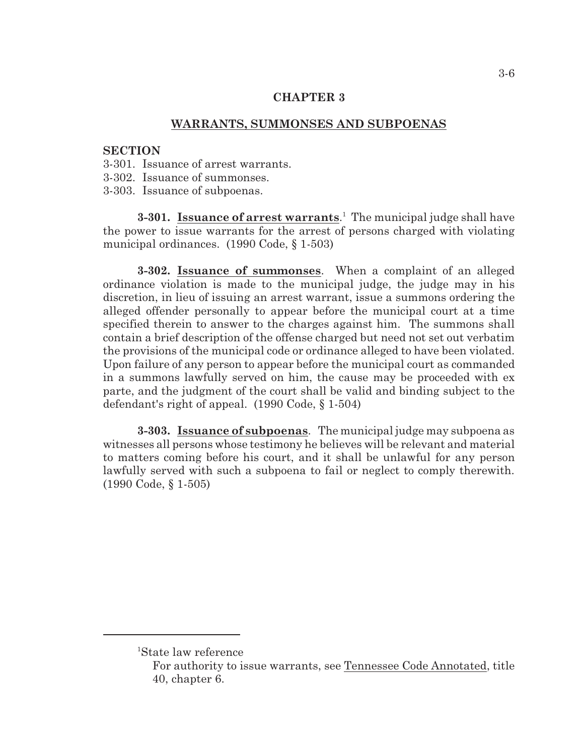# CHAPTER 3

## WARRANTS, SUMMONSES AND SUBPOENAS

**SECTION**

3-301. Issuance of arrest warrants.
3-302. Issuance of summonses.
3-303. Issuance of subpoenas.

**3-301. Issuance of arrest warrants**.[1] The municipal judge shall have the power to issue warrants for the arrest of persons charged with violating municipal ordinances. (1990 Code, § 1-503)

**3-302. Issuance of summonses**. When a complaint of an alleged ordinance violation is made to the municipal judge, the judge may in his discretion, in lieu of issuing an arrest warrant, issue a summons ordering the alleged offender personally to appear before the municipal court at a time specified therein to answer to the charges against him. The summons shall contain a brief description of the offense charged but need not set out verbatim the provisions of the municipal code or ordinance alleged to have been violated. Upon failure of any person to appear before the municipal court as commanded in a summons lawfully served on him, the cause may be proceeded with ex parte, and the judgment of the court shall be valid and binding subject to the defendant's right of appeal. (1990 Code, § 1-504)

**3-303. Issuance of subpoenas**. The municipal judge may subpoena as witnesses all persons whose testimony he believes will be relevant and material to matters coming before his court, and it shall be unlawful for any person lawfully served with such a subpoena to fail or neglect to comply therewith. (1990 Code, § 1-505)

---

[1]State law reference

For authority to issue warrants, see Tennessee Code Annotated, title 40, chapter 6.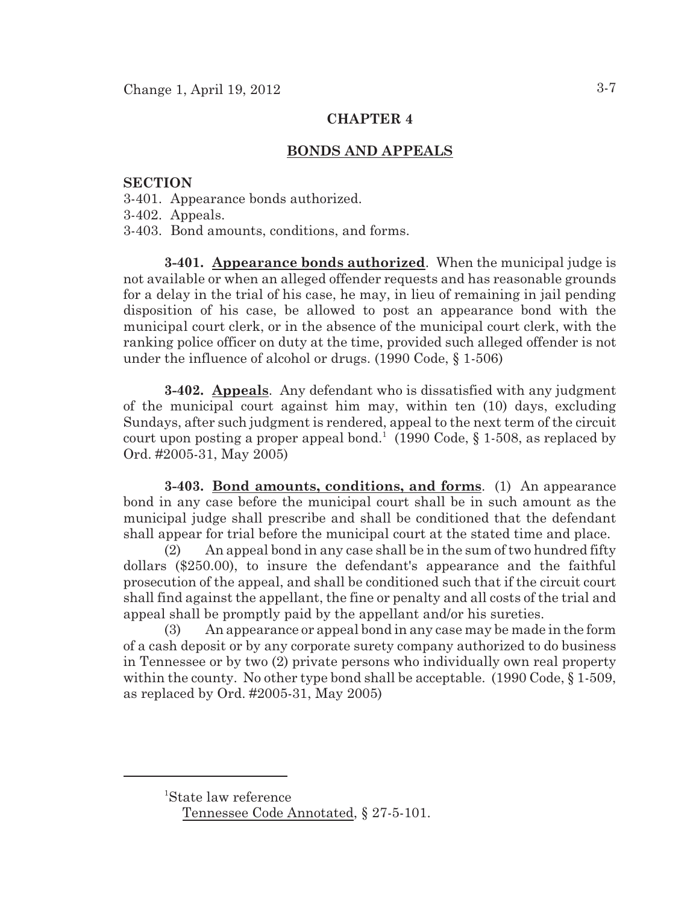## CHAPTER 4

## BONDS AND APPEALS

**SECTION**

3-401. Appearance bonds authorized.
3-402. Appeals.
3-403. Bond amounts, conditions, and forms.

**3-401. Appearance bonds authorized**. When the municipal judge is not available or when an alleged offender requests and has reasonable grounds for a delay in the trial of his case, he may, in lieu of remaining in jail pending disposition of his case, be allowed to post an appearance bond with the municipal court clerk, or in the absence of the municipal court clerk, with the ranking police officer on duty at the time, provided such alleged offender is not under the influence of alcohol or drugs. (1990 Code, § 1-506)

**3-402. Appeals**. Any defendant who is dissatisfied with any judgment of the municipal court against him may, within ten (10) days, excluding Sundays, after such judgment is rendered, appeal to the next term of the circuit court upon posting a proper appeal bond.[1] (1990 Code, § 1-508, as replaced by Ord. #2005-31, May 2005)

**3-403. Bond amounts, conditions, and forms**. (1) An appearance bond in any case before the municipal court shall be in such amount as the municipal judge shall prescribe and shall be conditioned that the defendant shall appear for trial before the municipal court at the stated time and place.

(2) An appeal bond in any case shall be in the sum of two hundred fifty dollars ($250.00), to insure the defendant's appearance and the faithful prosecution of the appeal, and shall be conditioned such that if the circuit court shall find against the appellant, the fine or penalty and all costs of the trial and appeal shall be promptly paid by the appellant and/or his sureties.

(3) An appearance or appeal bond in any case may be made in the form of a cash deposit or by any corporate surety company authorized to do business in Tennessee or by two (2) private persons who individually own real property within the county. No other type bond shall be acceptable. (1990 Code, § 1-509, as replaced by Ord. #2005-31, May 2005)

---

[1]State law reference
Tennessee Code Annotated, § 27-5-101.